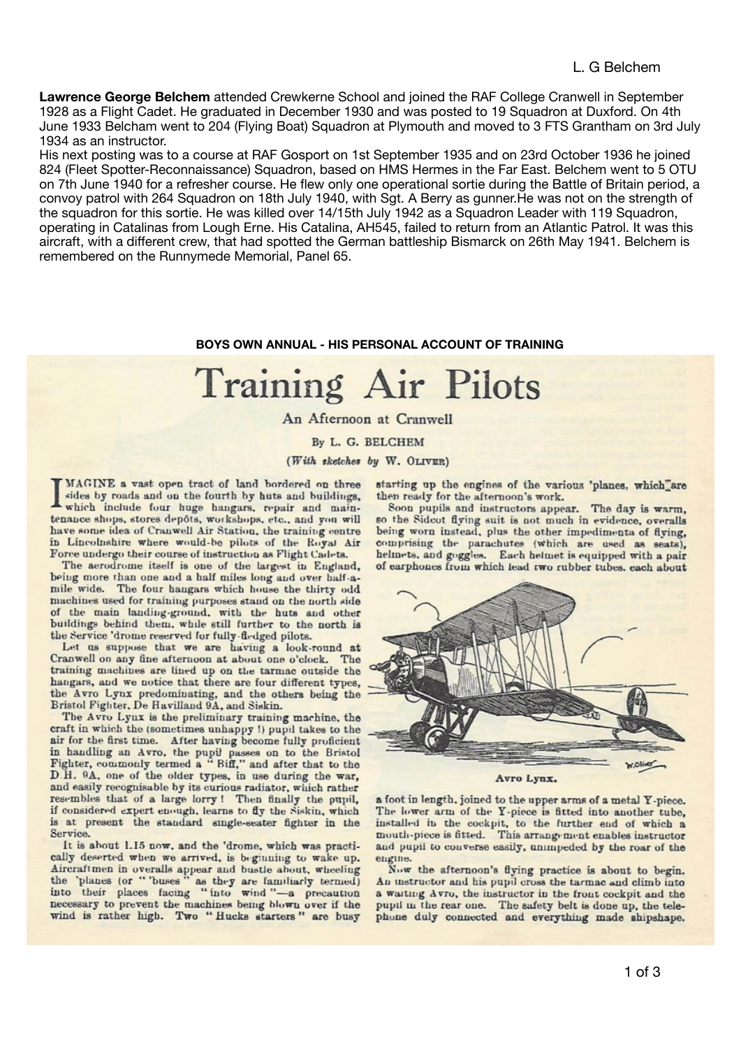**Lawrence George Belchem** attended Crewkerne School and joined the RAF College Cranwell in September 1928 as a Flight Cadet. He graduated in December 1930 and was posted to 19 Squadron at Duxford. On 4th June 1933 Belcham went to 204 (Flying Boat) Squadron at Plymouth and moved to 3 FTS Grantham on 3rd July 1934 as an instructor.
His next posting was to a course at RAF Gosport on 1st September 1935 and on 23rd October 1936 he joined 824 (Fleet Spotter-Reconnaissance) Squadron, based on HMS Hermes in the Far East. Belchem went to 5 OTU on 7th June 1940 for a refresher course. He flew only one operational sortie during the Battle of Britain period, a convoy patrol with 264 Squadron on 18th July 1940, with Sgt. A Berry as gunner.He was not on the strength of the squadron for this sortie. He was killed over 14/15th July 1942 as a Squadron Leader with 119 Squadron, operating in Catalinas from Lough Erne. His Catalina, AH545, failed to return from an Atlantic Patrol. It was this aircraft, with a different crew, that had spotted the German battleship Bismarck on 26th May 1941. Belchem is remembered on the Runnymede Memorial, Panel 65.

**BOYS OWN ANNUAL - HIS PERSONAL ACCOUNT OF TRAINING**

# Training Air Pilots

## An Afternoon at Cranwell

By L. G. BELCHEM

*(With sketches by W. OLIVER)*

IMAGINE a vast open tract of land bordered on three sides by roads and on the fourth by huts and buildings, which include four huge hangars, repair and maintenance shops, stores depôts, workshops, etc., and you will have some idea of Cranwell Air Station, the training centre in Lincolnshire where would-be pilots of the Royal Air Force undergo their course of instruction as Flight Cadets.

The aerodrome itself is one of the largest in England, being more than one and a half miles long and over half-a-mile wide. The four hangars which house the thirty odd machines used for training purposes stand on the north side of the main landing-ground, with the huts and other buildings behind them, while still further to the north is the Service 'drome reserved for fully-fledged pilots.

Let us suppose that we are having a look-round at Cranwell on any fine afternoon at about one o'clock. The training machines are lined up on the tarmac outside the hangars, and we notice that there are four different types, the Avro Lynx predominating, and the others being the Bristol Fighter, De Havilland 9A, and Siskin.

The Avro Lynx is the preliminary training machine, the craft in which the (sometimes unhappy !) pupil takes to the air for the first time. After having become fully proficient in handling an Avro, the pupil passes on to the Bristol Fighter, commonly termed a " Biff," and after that to the D.H. 9A, one of the older types, in use during the war, and easily recognisable by its curious radiator, which rather resembles that of a large lorry ! Then finally the pupil, if considered expert enough, learns to fly the Siskin, which is at present the standard single-seater fighter in the Service.

It is about 1.15 now, and the 'drome, which was practically deserted when we arrived, is beginning to wake up. Aircraftmen in overalls appear and bustle about, wheeling the 'planes (or " 'buses " as they are familiarly termed) into their places facing " into wind "—a precaution necessary to prevent the machines being blown over if the wind is rather high. Two " Hucks starters " are busy starting up the engines of the various 'planes, which are then ready for the afternoon's work.

Soon pupils and instructors appear. The day is warm, so the Sidcot flying suit is not much in evidence, overalls being worn instead, plus the other impedimenta of flying, comprising the parachutes (which are used as seats), helmets, and goggles. Each helmet is equipped with a pair of earphones from which lead two rubber tubes, each about a foot in length, joined to the upper arms of a metal Y-piece. The lower arm of the Y-piece is fitted into another tube, installed in the cockpit, to the further end of which a mouth-piece is fitted. This arrangement enables instructor and pupil to converse easily, unimpeded by the roar of the engine.

Avro Lynx.

Now the afternoon's flying practice is about to begin. An instructor and his pupil cross the tarmac and climb into a waiting Avro, the instructor in the front cockpit and the pupil in the rear one. The safety belt is done up, the telephone duly connected and everything made shipshape.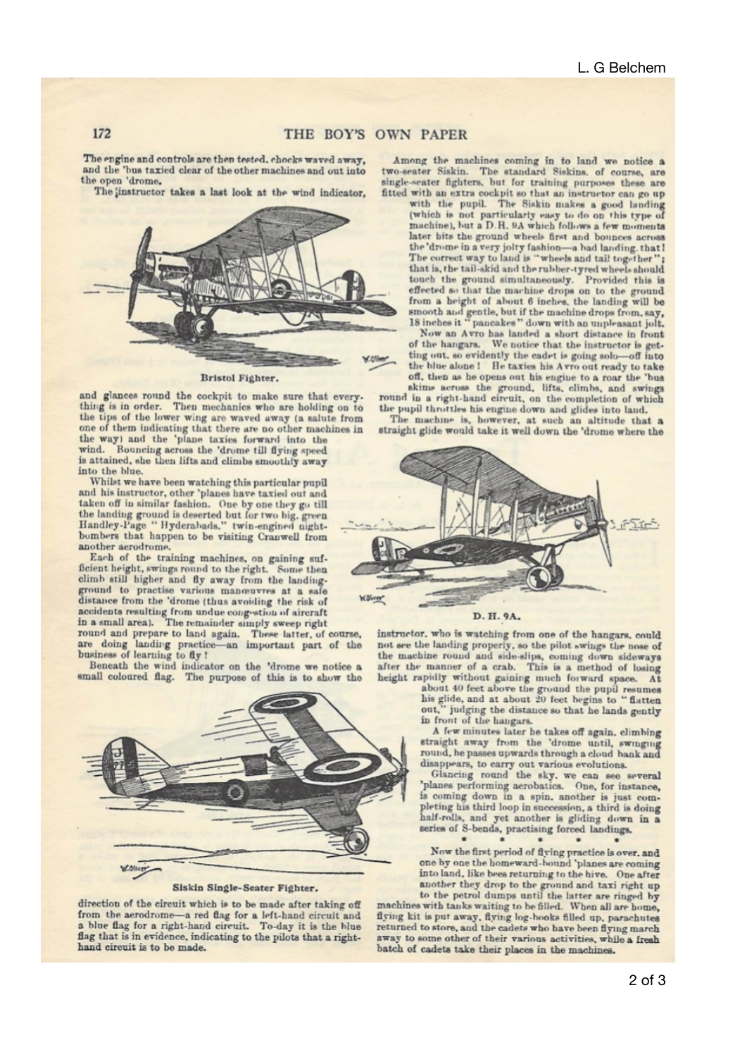The engine and controls are then tested, chocks waved away, and the 'bus taxied clear of the other machines and out into the open 'drome.

The instructor takes a last look at the wind indicator,

Bristol Fighter.

and glances round the cockpit to make sure that everything is in order. Then mechanics who are holding on to the tips of the lower wing are waved away (a salute from one of them indicating that there are no other machines in the way) and the 'plane taxies forward into the wind. Bouncing across the 'drome till flying speed is attained, she then lifts and climbs smoothly away into the blue.

Whilst we have been watching this particular pupil and his instructor, other 'planes have taxied out and taken off in similar fashion. One by one they go till the landing ground is deserted but for two big, green Handley-Page "Hyderabads," twin-engined night-bombers that happen to be visiting Cranwell from another aerodrome.

Each of the training machines, on gaining sufficient height, swings round to the right. Some then climb still higher and fly away from the landing-ground to practise various manœuvres at a safe distance from the 'drome (thus avoiding the risk of accidents resulting from undue congestion of aircraft in a small area). The remainder simply sweep right round and prepare to land again. These latter, of course, are doing landing practice—an important part of the business of learning to fly!

Beneath the wind indicator on the 'drome we notice a small coloured flag. The purpose of this is to show the

Siskin Single-Seater Fighter.

direction of the circuit which is to be made after taking off from the aerodrome—a red flag for a left-hand circuit and a blue flag for a right-hand circuit. To-day it is the blue flag that is in evidence, indicating to the pilots that a right-hand circuit is to be made.

Among the machines coming in to land we notice a two-seater Siskin. The standard Siskins, of course, are single-seater fighters, but for training purposes these are fitted with an extra cockpit so that an instructor can go up with the pupil. The Siskin makes a good landing (which is not particularly easy to do on this type of machine), but a D.H. 9A which follows a few moments later hits the ground wheels first and bounces across the 'drome in a very jolty fashion—a bad landing, that! The correct way to land is "wheels and tail together"; that is, the tail-skid and the rubber-tyred wheels should touch the ground simultaneously. Provided this is effected so that the machine drops on to the ground from a height of about 6 inches, the landing will be smooth and gentle, but if the machine drops from, say, 18 inches it "pancakes" down with an unpleasant jolt.

Now an Avro has landed a short distance in front of the hangars. We notice that the instructor is getting out, so evidently the cadet is going solo—off into the blue alone! He taxies his Avro out ready to take off, then as he opens out his engine to a roar the 'bus skims across the ground, lifts, climbs, and swings round in a right-hand circuit, on the completion of which the pupil throttles his engine down and glides into land.

The machine is, however, at such an altitude that a straight glide would take it well down the 'drome where the

D. H. 9A.

instructor, who is watching from one of the hangars, could not see the landing properly, so the pilot swings the nose of the machine round and side-slips, coming down sideways after the manner of a crab. This is a method of losing height rapidly without gaining much forward space. At about 40 feet above the ground the pupil resumes his glide, and at about 20 feet begins to "flatten out," judging the distance so that he lands gently in front of the hangars.

A few minutes later he takes off again, climbing straight away from the 'drome until, swinging round, he passes upwards through a cloud bank and disappears, to carry out various evolutions.

Glancing round the sky, we can see several 'planes performing aerobatics. One, for instance, is coming down in a spin, another is just completing his third loop in succession, a third is doing half-rolls, and yet another is gliding down in a series of S-bends, practising forced landings.

\* \* \* \* \* \*

Now the first period of flying practice is over, and one by one the homeward-bound 'planes are coming into land, like bees returning to the hive. One after another they drop to the ground and taxi right up to the petrol dumps until the latter are ringed by machines with tanks waiting to be filled. When all are home, flying kit is put away, flying log-books filled up, parachutes returned to store, and the cadets who have been flying march away to some other of their various activities, while a fresh batch of cadets take their places in the machines.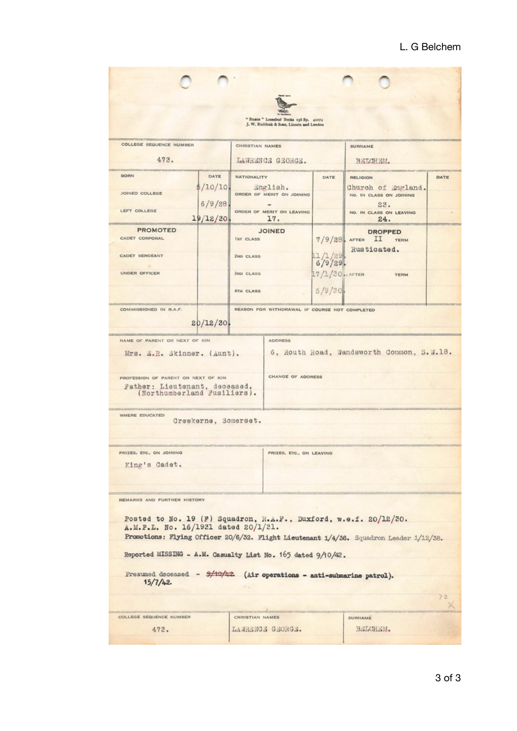"Robin" Looseleaf Books 138 Sp. 42074
J. W. Ruddock & Sons, Lincoln and London

| COLLEGE SEQUENCE NUMBER | CHRISTIAN NAMES | SURNAME |
|---|---|---|
| 473. | LAWRENCE GEORGE. | BELCHEM. |

| | DATE | NATIONALITY | DATE | RELIGION | DATE |
|---|---|---|---|---|---|
| BORN | 5/10/10 | English. | | Church of England. | |
| JOINED COLLEGE | 6/9/28 | ORDER OF MERIT ON JOINING: - | | NO. IN CLASS ON JOINING: 23. | |
| LEFT COLLEGE | 19/12/30 | ORDER OF MERIT ON LEAVING: 17. | | NO. IN CLASS ON LEAVING: 24. | |

| PROMOTED | | JOINED | | DROPPED | DATE |
|---|---|---|---|---|---|
| CADET CORPORAL | | 1ST CLASS | 7/9/28 | AFTER II TERM Rusticated. | |
| CADET SERGEANT | | 2ND CLASS | 11/1/29 6/9/29 | | |
| UNDER OFFICER | | 3RD CLASS | 17/1/30 | AFTER TERM | |
| | | 4TH CLASS | 5/9/30 | | |

COMMISSIONED IN R.A.F.: 20/12/30

REASON FOR WITHDRAWAL IF COURSE NOT COMPLETED:

NAME OF PARENT OR NEXT OF KIN: Mrs. E.R. Skinner. (Aunt).

ADDRESS: 6, Routh Road, Wandsworth Common, S.W.18.

PROFESSION OF PARENT OR NEXT OF KIN: Father: Lieutenant, deceased. (Northumberland Fusiliers).

CHANGE OF ADDRESS:

WHERE EDUCATED: Crewkerne, Somerset.

PRIZES, ETC., ON JOINING: King's Cadet.

PRIZES, ETC., ON LEAVING:

REMARKS AND FURTHER HISTORY

Posted to No. 19 (F) Squadron, R.A.F., Duxford, w.e.f. 20/12/30.
A.M.P.L. No. 16/1931 dated 20/1/31.
Promotions: Flying Officer 20/6/32. Flight Lieutenant 1/4/36. Squadron Leader 1/12/38.

Reported MISSING - A.M. Casualty List No. 165 dated 9/10/42.

Presumed deceased - ~~9/10/42.~~ 15/7/42. (Air operations - anti-submarine patrol).

72

| COLLEGE SEQUENCE NUMBER | CHRISTIAN NAMES | SURNAME |
|---|---|---|
| 473. | LAWRENCE GEORGE. | BELCHEM. |